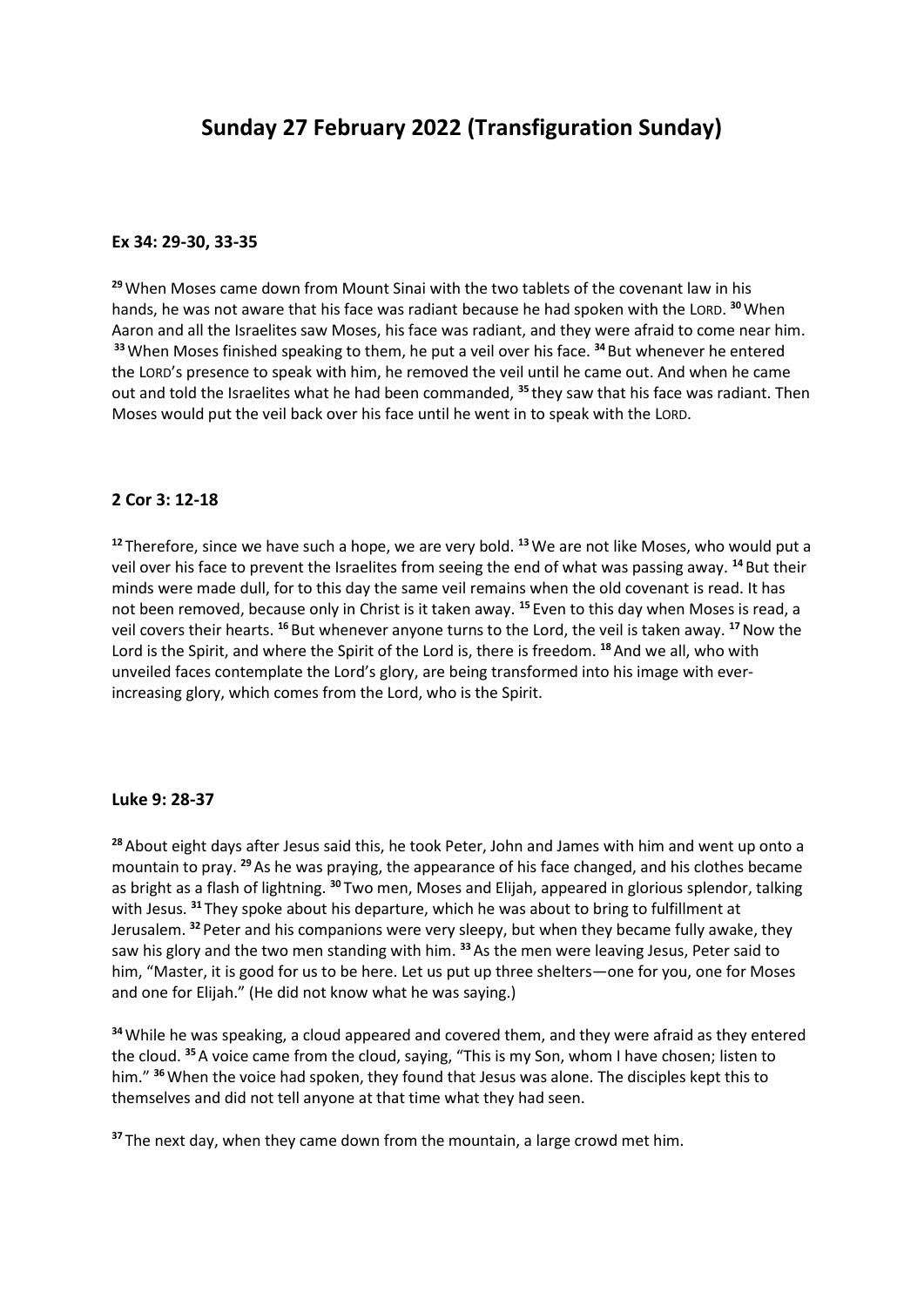# Sunday 27 February 2022 (Transfiguration Sunday)

**Ex 34: 29-30, 33-35**

[29] When Moses came down from Mount Sinai with the two tablets of the covenant law in his hands, he was not aware that his face was radiant because he had spoken with the LORD. [30] When Aaron and all the Israelites saw Moses, his face was radiant, and they were afraid to come near him. [33] When Moses finished speaking to them, he put a veil over his face. [34] But whenever he entered the LORD's presence to speak with him, he removed the veil until he came out. And when he came out and told the Israelites what he had been commanded, [35] they saw that his face was radiant. Then Moses would put the veil back over his face until he went in to speak with the LORD.

**2 Cor 3: 12-18**

[12] Therefore, since we have such a hope, we are very bold. [13] We are not like Moses, who would put a veil over his face to prevent the Israelites from seeing the end of what was passing away. [14] But their minds were made dull, for to this day the same veil remains when the old covenant is read. It has not been removed, because only in Christ is it taken away. [15] Even to this day when Moses is read, a veil covers their hearts. [16] But whenever anyone turns to the Lord, the veil is taken away. [17] Now the Lord is the Spirit, and where the Spirit of the Lord is, there is freedom. [18] And we all, who with unveiled faces contemplate the Lord's glory, are being transformed into his image with ever-increasing glory, which comes from the Lord, who is the Spirit.

**Luke 9: 28-37**

[28] About eight days after Jesus said this, he took Peter, John and James with him and went up onto a mountain to pray. [29] As he was praying, the appearance of his face changed, and his clothes became as bright as a flash of lightning. [30] Two men, Moses and Elijah, appeared in glorious splendor, talking with Jesus. [31] They spoke about his departure, which he was about to bring to fulfillment at Jerusalem. [32] Peter and his companions were very sleepy, but when they became fully awake, they saw his glory and the two men standing with him. [33] As the men were leaving Jesus, Peter said to him, "Master, it is good for us to be here. Let us put up three shelters—one for you, one for Moses and one for Elijah." (He did not know what he was saying.)

[34] While he was speaking, a cloud appeared and covered them, and they were afraid as they entered the cloud. [35] A voice came from the cloud, saying, "This is my Son, whom I have chosen; listen to him." [36] When the voice had spoken, they found that Jesus was alone. The disciples kept this to themselves and did not tell anyone at that time what they had seen.

[37] The next day, when they came down from the mountain, a large crowd met him.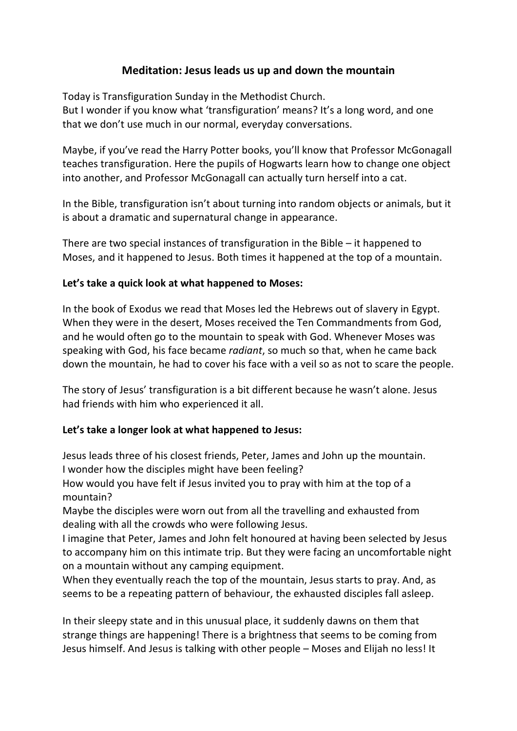## Meditation: Jesus leads us up and down the mountain

Today is Transfiguration Sunday in the Methodist Church.
But I wonder if you know what 'transfiguration' means? It's a long word, and one that we don't use much in our normal, everyday conversations.

Maybe, if you've read the Harry Potter books, you'll know that Professor McGonagall teaches transfiguration. Here the pupils of Hogwarts learn how to change one object into another, and Professor McGonagall can actually turn herself into a cat.

In the Bible, transfiguration isn't about turning into random objects or animals, but it is about a dramatic and supernatural change in appearance.

There are two special instances of transfiguration in the Bible – it happened to Moses, and it happened to Jesus. Both times it happened at the top of a mountain.

**Let's take a quick look at what happened to Moses:**

In the book of Exodus we read that Moses led the Hebrews out of slavery in Egypt. When they were in the desert, Moses received the Ten Commandments from God, and he would often go to the mountain to speak with God. Whenever Moses was speaking with God, his face became *radiant*, so much so that, when he came back down the mountain, he had to cover his face with a veil so as not to scare the people.

The story of Jesus' transfiguration is a bit different because he wasn't alone. Jesus had friends with him who experienced it all.

**Let's take a longer look at what happened to Jesus:**

Jesus leads three of his closest friends, Peter, James and John up the mountain.
I wonder how the disciples might have been feeling?
How would you have felt if Jesus invited you to pray with him at the top of a mountain?
Maybe the disciples were worn out from all the travelling and exhausted from dealing with all the crowds who were following Jesus.
I imagine that Peter, James and John felt honoured at having been selected by Jesus to accompany him on this intimate trip. But they were facing an uncomfortable night on a mountain without any camping equipment.
When they eventually reach the top of the mountain, Jesus starts to pray. And, as seems to be a repeating pattern of behaviour, the exhausted disciples fall asleep.

In their sleepy state and in this unusual place, it suddenly dawns on them that strange things are happening! There is a brightness that seems to be coming from Jesus himself. And Jesus is talking with other people – Moses and Elijah no less! It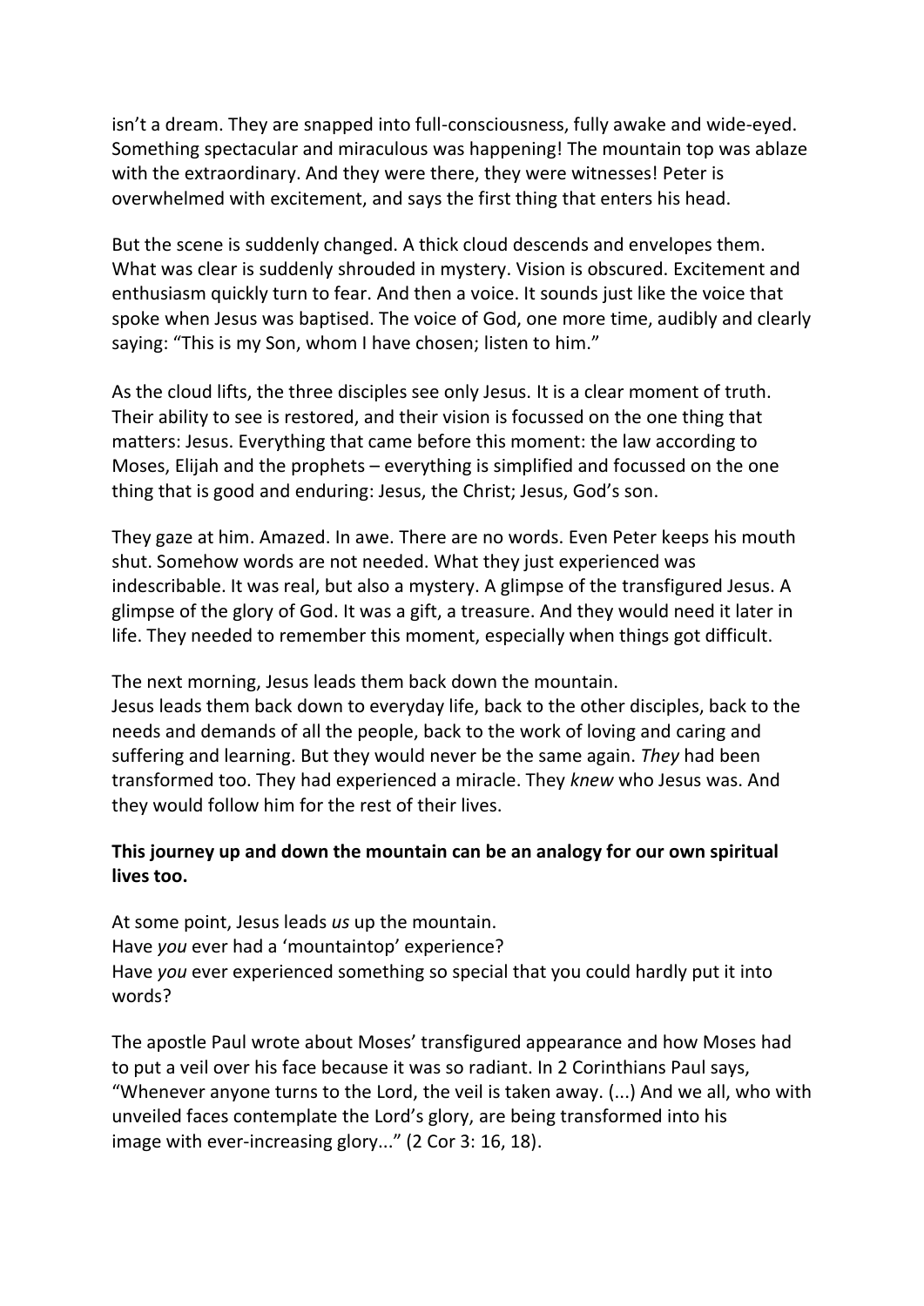isn't a dream. They are snapped into full-consciousness, fully awake and wide-eyed. Something spectacular and miraculous was happening! The mountain top was ablaze with the extraordinary. And they were there, they were witnesses! Peter is overwhelmed with excitement, and says the first thing that enters his head.

But the scene is suddenly changed. A thick cloud descends and envelopes them. What was clear is suddenly shrouded in mystery. Vision is obscured. Excitement and enthusiasm quickly turn to fear. And then a voice. It sounds just like the voice that spoke when Jesus was baptised. The voice of God, one more time, audibly and clearly saying: "This is my Son, whom I have chosen; listen to him."

As the cloud lifts, the three disciples see only Jesus. It is a clear moment of truth. Their ability to see is restored, and their vision is focussed on the one thing that matters: Jesus. Everything that came before this moment: the law according to Moses, Elijah and the prophets – everything is simplified and focussed on the one thing that is good and enduring: Jesus, the Christ; Jesus, God's son.

They gaze at him. Amazed. In awe. There are no words. Even Peter keeps his mouth shut. Somehow words are not needed. What they just experienced was indescribable. It was real, but also a mystery. A glimpse of the transfigured Jesus. A glimpse of the glory of God. It was a gift, a treasure. And they would need it later in life. They needed to remember this moment, especially when things got difficult.

The next morning, Jesus leads them back down the mountain.
Jesus leads them back down to everyday life, back to the other disciples, back to the needs and demands of all the people, back to the work of loving and caring and suffering and learning. But they would never be the same again. *They* had been transformed too. They had experienced a miracle. They *knew* who Jesus was. And they would follow him for the rest of their lives.

**This journey up and down the mountain can be an analogy for our own spiritual lives too.**

At some point, Jesus leads *us* up the mountain.
Have *you* ever had a 'mountaintop' experience?
Have *you* ever experienced something so special that you could hardly put it into words?

The apostle Paul wrote about Moses' transfigured appearance and how Moses had to put a veil over his face because it was so radiant. In 2 Corinthians Paul says, "Whenever anyone turns to the Lord, the veil is taken away. (...) And we all, who with unveiled faces contemplate the Lord's glory, are being transformed into his image with ever-increasing glory..." (2 Cor 3: 16, 18).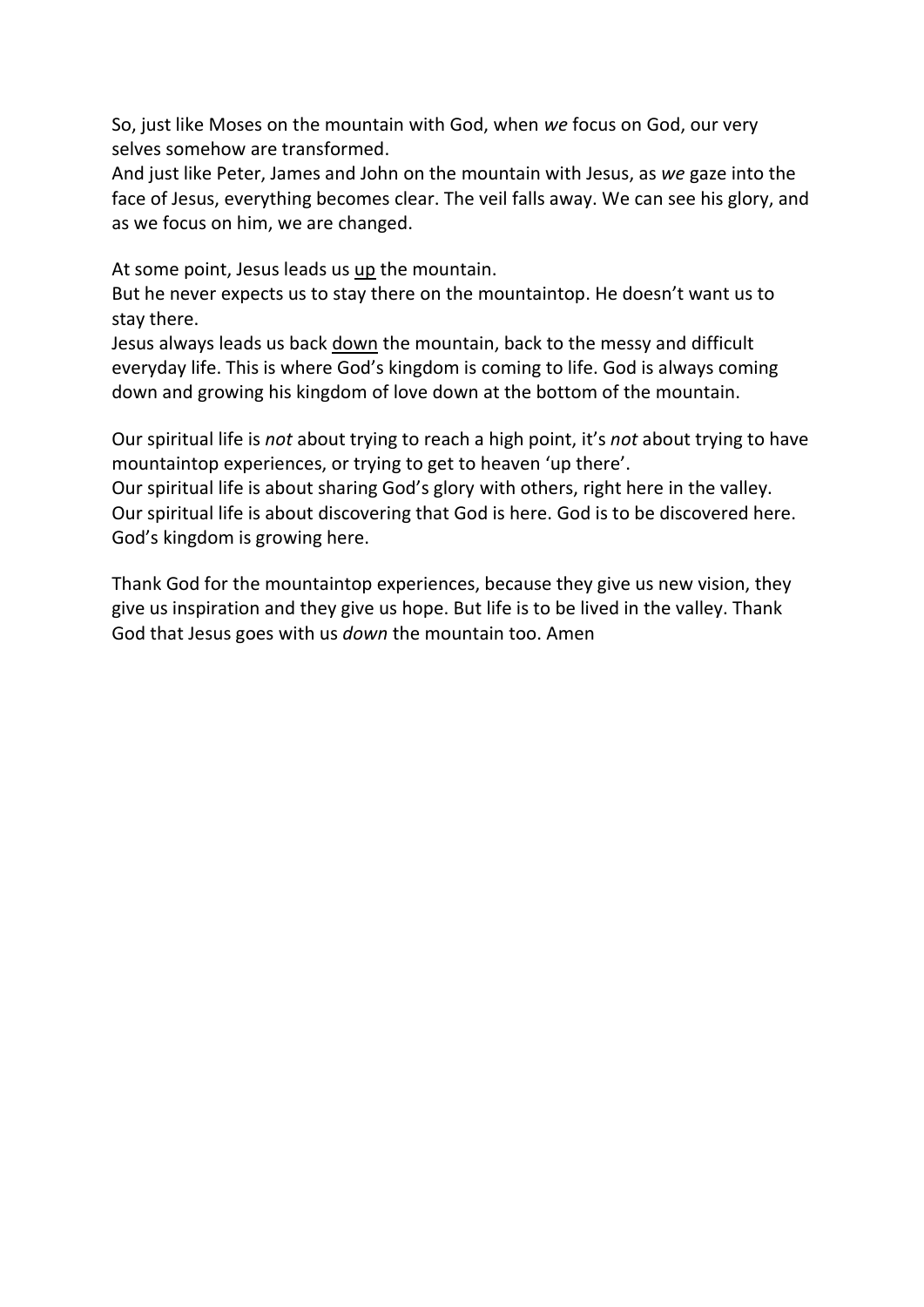So, just like Moses on the mountain with God, when *we* focus on God, our very selves somehow are transformed.
And just like Peter, James and John on the mountain with Jesus, as *we* gaze into the face of Jesus, everything becomes clear. The veil falls away. We can see his glory, and as we focus on him, we are changed.

At some point, Jesus leads us <u>up</u> the mountain.
But he never expects us to stay there on the mountaintop. He doesn't want us to stay there.
Jesus always leads us back <u>down</u> the mountain, back to the messy and difficult everyday life. This is where God's kingdom is coming to life. God is always coming down and growing his kingdom of love down at the bottom of the mountain.

Our spiritual life is *not* about trying to reach a high point, it's *not* about trying to have mountaintop experiences, or trying to get to heaven 'up there'.
Our spiritual life is about sharing God's glory with others, right here in the valley.
Our spiritual life is about discovering that God is here. God is to be discovered here. God's kingdom is growing here.

Thank God for the mountaintop experiences, because they give us new vision, they give us inspiration and they give us hope. But life is to be lived in the valley. Thank God that Jesus goes with us *down* the mountain too. Amen